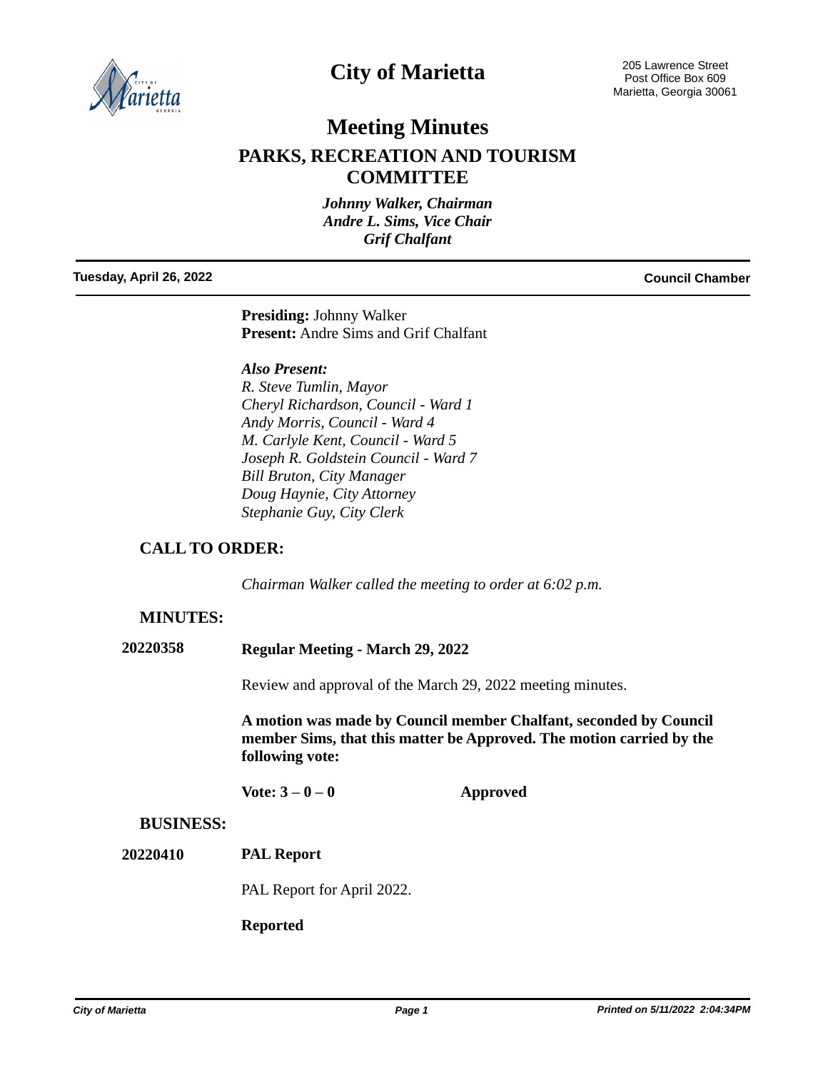# City of Marietta

205 Lawrence Street
Post Office Box 609
Marietta, Georgia 30061

# Meeting Minutes

## PARKS, RECREATION AND TOURISM COMMITTEE

*Johnny Walker, Chairman*
*Andre L. Sims, Vice Chair*
*Grif Chalfant*

**Tuesday, April 26, 2022** — **Council Chamber**

**Presiding:** Johnny Walker
**Present:** Andre Sims and Grif Chalfant

***Also Present:***
*R. Steve Tumlin, Mayor*
*Cheryl Richardson, Council - Ward 1*
*Andy Morris, Council - Ward 4*
*M. Carlyle Kent, Council - Ward 5*
*Joseph R. Goldstein Council - Ward 7*
*Bill Bruton, City Manager*
*Doug Haynie, City Attorney*
*Stephanie Guy, City Clerk*

## CALL TO ORDER:

*Chairman Walker called the meeting to order at 6:02 p.m.*

## MINUTES:

**20220358** **Regular Meeting - March 29, 2022**

Review and approval of the March 29, 2022 meeting minutes.

**A motion was made by Council member Chalfant, seconded by Council member Sims, that this matter be Approved. The motion carried by the following vote:**

**Vote: 3 – 0 – 0** **Approved**

## BUSINESS:

**20220410** **PAL Report**

PAL Report for April 2022.

**Reported**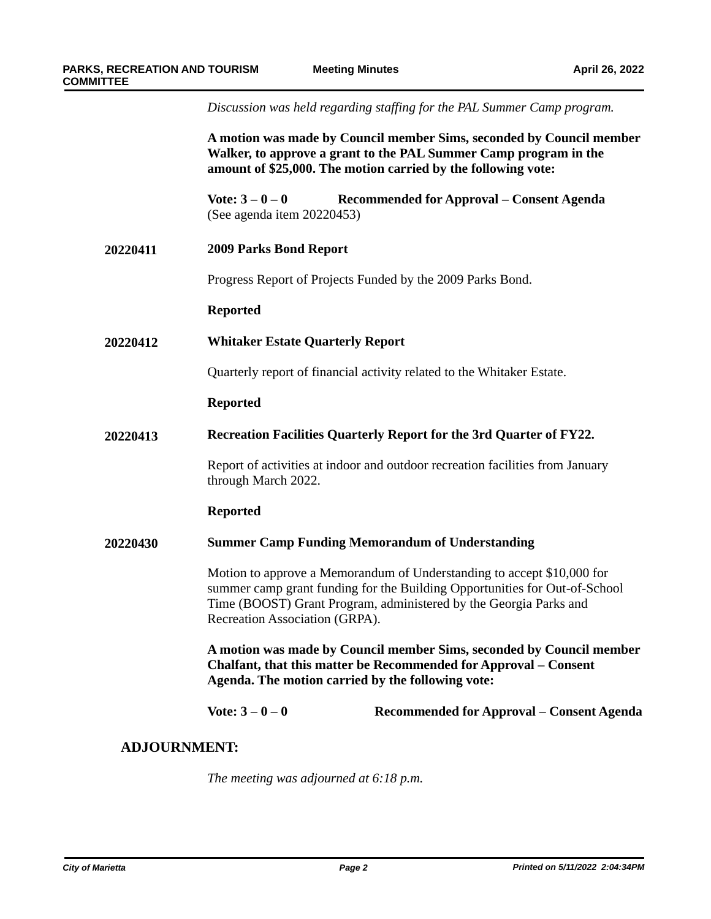*Discussion was held regarding staffing for the PAL Summer Camp program.*

**A motion was made by Council member Sims, seconded by Council member Walker, to approve a grant to the PAL Summer Camp program in the amount of $25,000. The motion carried by the following vote:**

**Vote: 3 – 0 – 0 Recommended for Approval – Consent Agenda**
(See agenda item 20220453)

**20220411 2009 Parks Bond Report**

Progress Report of Projects Funded by the 2009 Parks Bond.

**Reported**

**20220412 Whitaker Estate Quarterly Report**

Quarterly report of financial activity related to the Whitaker Estate.

**Reported**

**20220413 Recreation Facilities Quarterly Report for the 3rd Quarter of FY22.**

Report of activities at indoor and outdoor recreation facilities from January through March 2022.

**Reported**

**20220430 Summer Camp Funding Memorandum of Understanding**

Motion to approve a Memorandum of Understanding to accept $10,000 for summer camp grant funding for the Building Opportunities for Out-of-School Time (BOOST) Grant Program, administered by the Georgia Parks and Recreation Association (GRPA).

**A motion was made by Council member Sims, seconded by Council member Chalfant, that this matter be Recommended for Approval – Consent Agenda. The motion carried by the following vote:**

**Vote: 3 – 0 – 0 Recommended for Approval – Consent Agenda**

## ADJOURNMENT:

*The meeting was adjourned at 6:18 p.m.*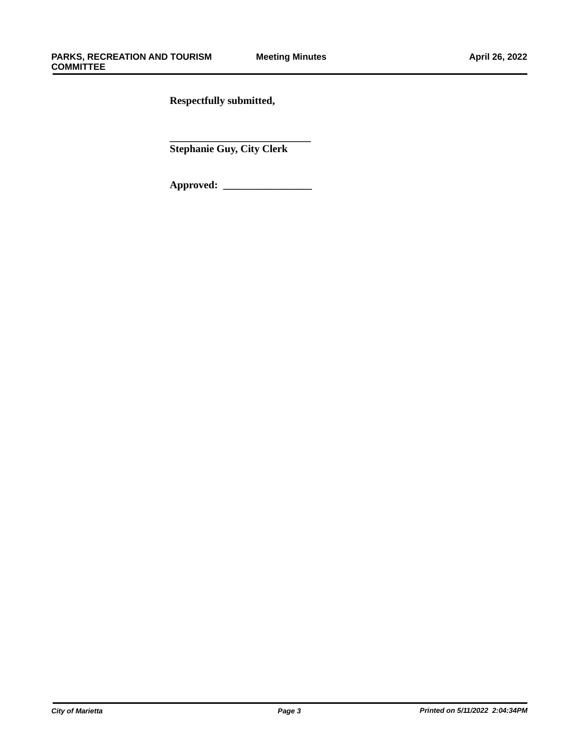**Respectfully submitted,**

**___________________________**
**Stephanie Guy, City Clerk**

**Approved: _________________**